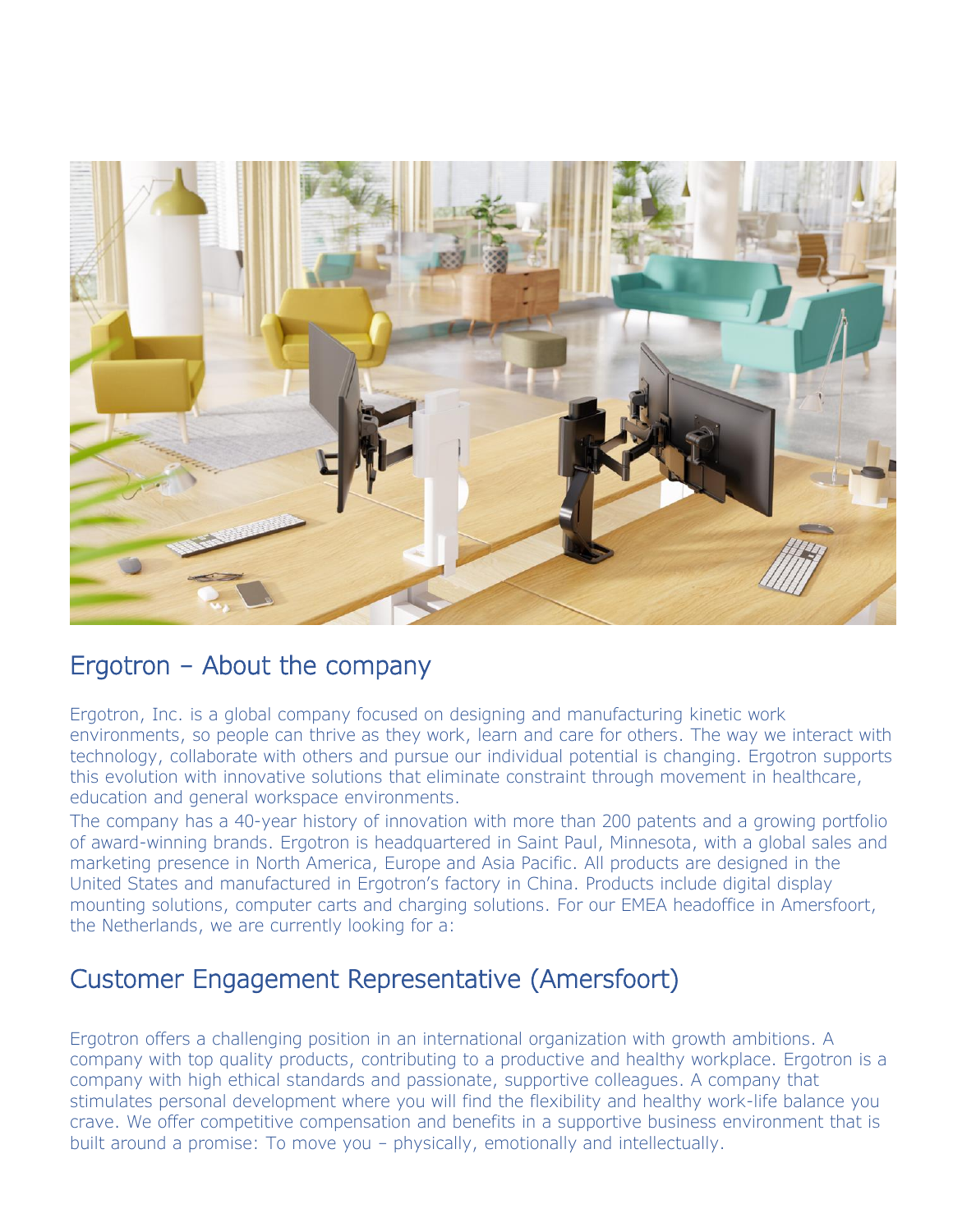## Ergotron – About the company

Ergotron, Inc. is a global company focused on designing and manufacturing kinetic work environments, so people can thrive as they work, learn and care for others. The way we interact with technology, collaborate with others and pursue our individual potential is changing. Ergotron supports this evolution with innovative solutions that eliminate constraint through movement in healthcare, education and general workspace environments.

The company has a 40-year history of innovation with more than 200 patents and a growing portfolio of award-winning brands. Ergotron is headquartered in Saint Paul, Minnesota, with a global sales and marketing presence in North America, Europe and Asia Pacific. All products are designed in the United States and manufactured in Ergotron's factory in China. Products include digital display mounting solutions, computer carts and charging solutions. For our EMEA headoffice in Amersfoort, the Netherlands, we are currently looking for a:

## Customer Engagement Representative (Amersfoort)

Ergotron offers a challenging position in an international organization with growth ambitions. A company with top quality products, contributing to a productive and healthy workplace. Ergotron is a company with high ethical standards and passionate, supportive colleagues. A company that stimulates personal development where you will find the flexibility and healthy work-life balance you crave. We offer competitive compensation and benefits in a supportive business environment that is built around a promise: To move you – physically, emotionally and intellectually.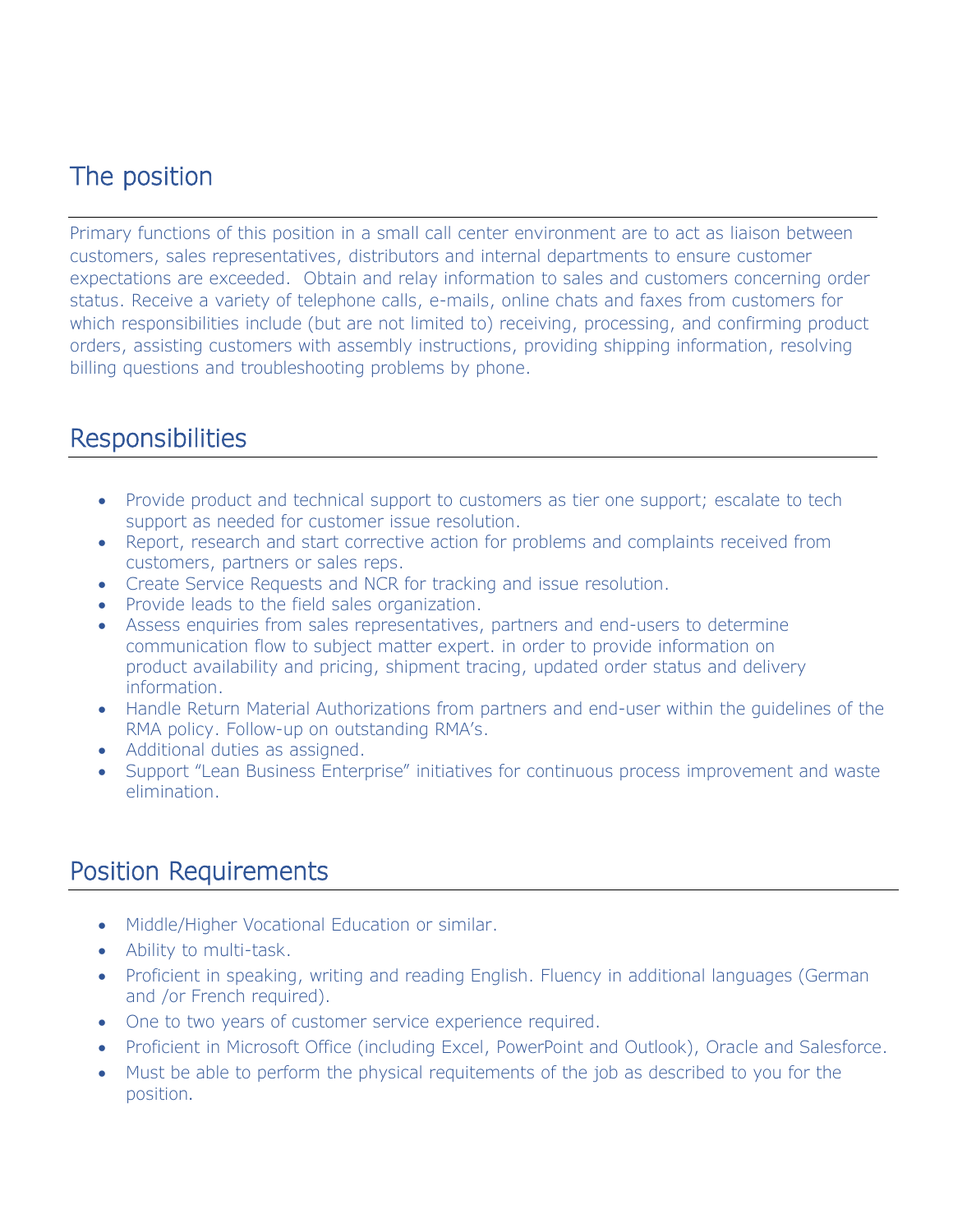## The position

Primary functions of this position in a small call center environment are to act as liaison between customers, sales representatives, distributors and internal departments to ensure customer expectations are exceeded. Obtain and relay information to sales and customers concerning order status. Receive a variety of telephone calls, e-mails, online chats and faxes from customers for which responsibilities include (but are not limited to) receiving, processing, and confirming product orders, assisting customers with assembly instructions, providing shipping information, resolving billing questions and troubleshooting problems by phone.

## Responsibilities

- Provide product and technical support to customers as tier one support; escalate to tech support as needed for customer issue resolution.
- Report, research and start corrective action for problems and complaints received from customers, partners or sales reps.
- Create Service Requests and NCR for tracking and issue resolution.
- Provide leads to the field sales organization.
- Assess enquiries from sales representatives, partners and end-users to determine communication flow to subject matter expert. in order to provide information on product availability and pricing, shipment tracing, updated order status and delivery information.
- Handle Return Material Authorizations from partners and end-user within the guidelines of the RMA policy. Follow-up on outstanding RMA's.
- Additional duties as assigned.
- Support "Lean Business Enterprise" initiatives for continuous process improvement and waste elimination.

## Position Requirements

- Middle/Higher Vocational Education or similar.
- Ability to multi-task.
- Proficient in speaking, writing and reading English. Fluency in additional languages (German and /or French required).
- One to two years of customer service experience required.
- Proficient in Microsoft Office (including Excel, PowerPoint and Outlook), Oracle and Salesforce.
- Must be able to perform the physical requitements of the job as described to you for the position.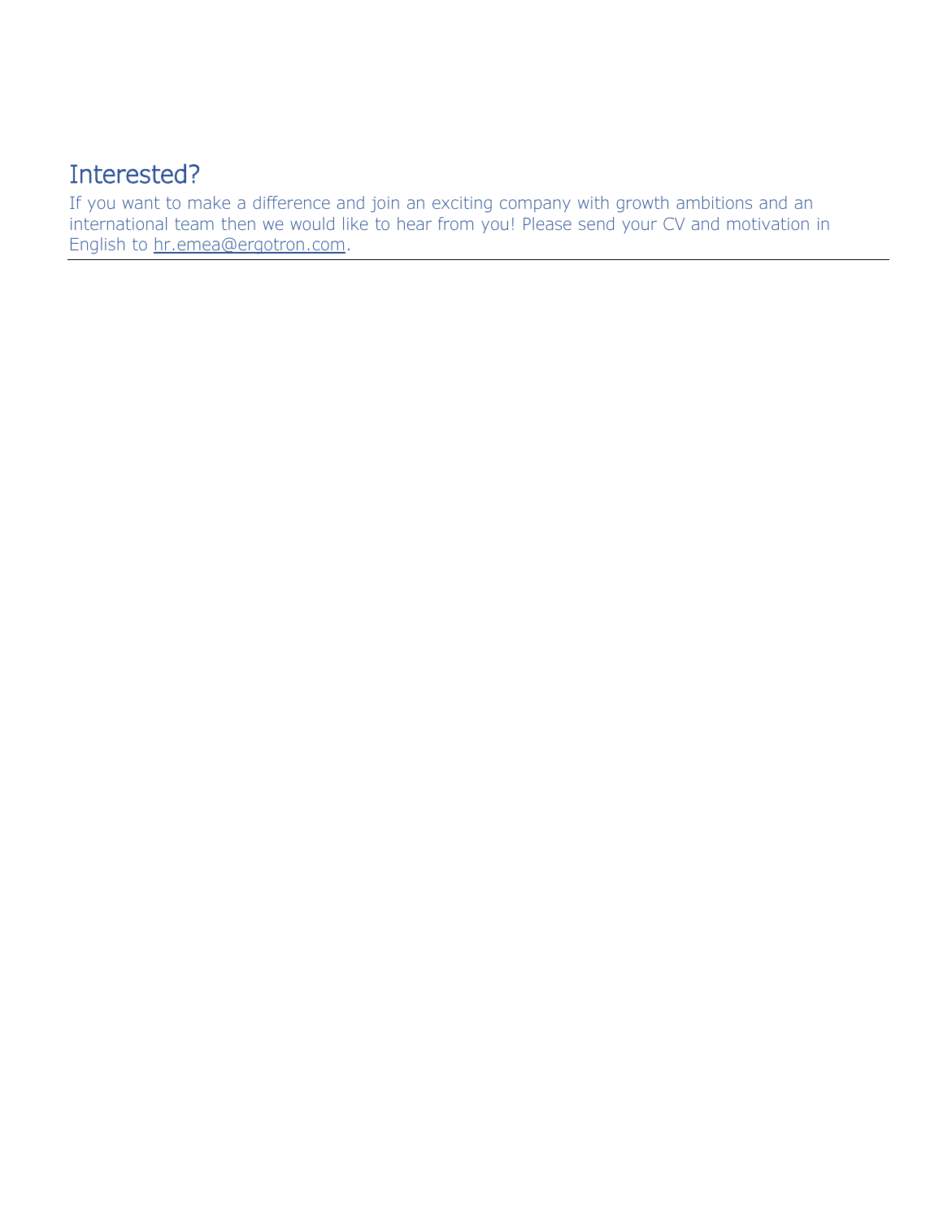## Interested?

If you want to make a difference and join an exciting company with growth ambitions and an international team then we would like to hear from you! Please send your CV and motivation in English to hr.emea@ergotron.com.